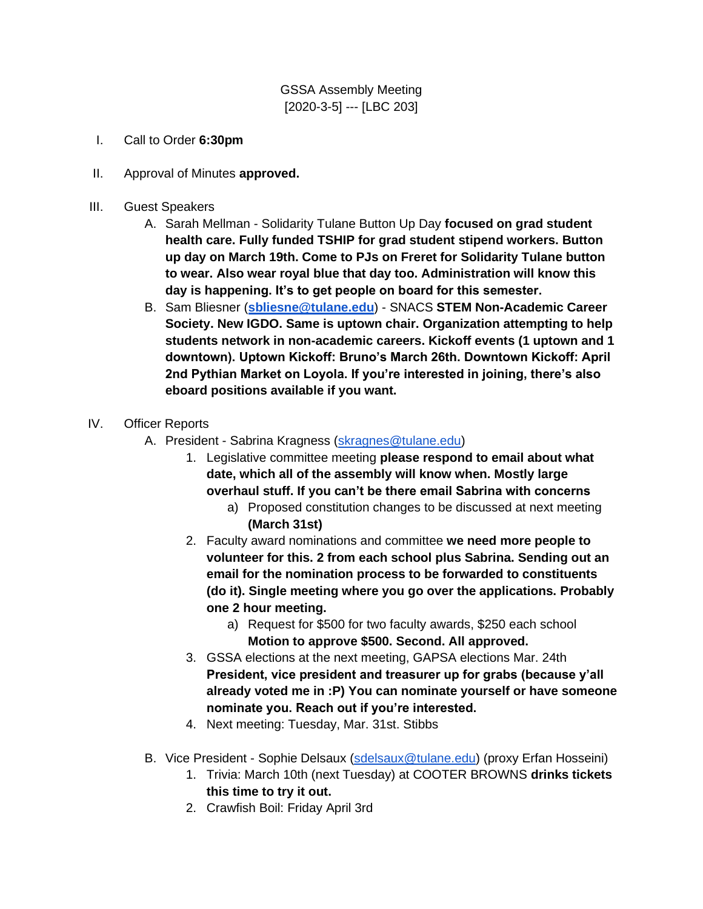GSSA Assembly Meeting
[2020-3-5] --- [LBC 203]

I. Call to Order **6:30pm**

II. Approval of Minutes **approved.**

III. Guest Speakers
   A. Sarah Mellman - Solidarity Tulane Button Up Day **focused on grad student health care. Fully funded TSHIP for grad student stipend workers. Button up day on March 19th. Come to PJs on Freret for Solidarity Tulane button to wear. Also wear royal blue that day too. Administration will know this day is happening. It's to get people on board for this semester.**
   B. Sam Bliesner (**sbliesne@tulane.edu**) - SNACS **STEM Non-Academic Career Society. New IGDO. Same is uptown chair. Organization attempting to help students network in non-academic careers. Kickoff events (1 uptown and 1 downtown). Uptown Kickoff: Bruno's March 26th. Downtown Kickoff: April 2nd Pythian Market on Loyola. If you're interested in joining, there's also eboard positions available if you want.**

IV. Officer Reports
   A. President - Sabrina Kragness (skragnes@tulane.edu)
      1. Legislative committee meeting **please respond to email about what date, which all of the assembly will know when. Mostly large overhaul stuff. If you can't be there email Sabrina with concerns**
         a) Proposed constitution changes to be discussed at next meeting **(March 31st)**
      2. Faculty award nominations and committee **we need more people to volunteer for this. 2 from each school plus Sabrina. Sending out an email for the nomination process to be forwarded to constituents (do it). Single meeting where you go over the applications. Probably one 2 hour meeting.**
         a) Request for $500 for two faculty awards, $250 each school **Motion to approve $500. Second. All approved.**
      3. GSSA elections at the next meeting, GAPSA elections Mar. 24th **President, vice president and treasurer up for grabs (because y'all already voted me in :P) You can nominate yourself or have someone nominate you. Reach out if you're interested.**
      4. Next meeting: Tuesday, Mar. 31st. Stibbs

   B. Vice President - Sophie Delsaux (sdelsaux@tulane.edu) (proxy Erfan Hosseini)
      1. Trivia: March 10th (next Tuesday) at COOTER BROWNS **drinks tickets this time to try it out.**
      2. Crawfish Boil: Friday April 3rd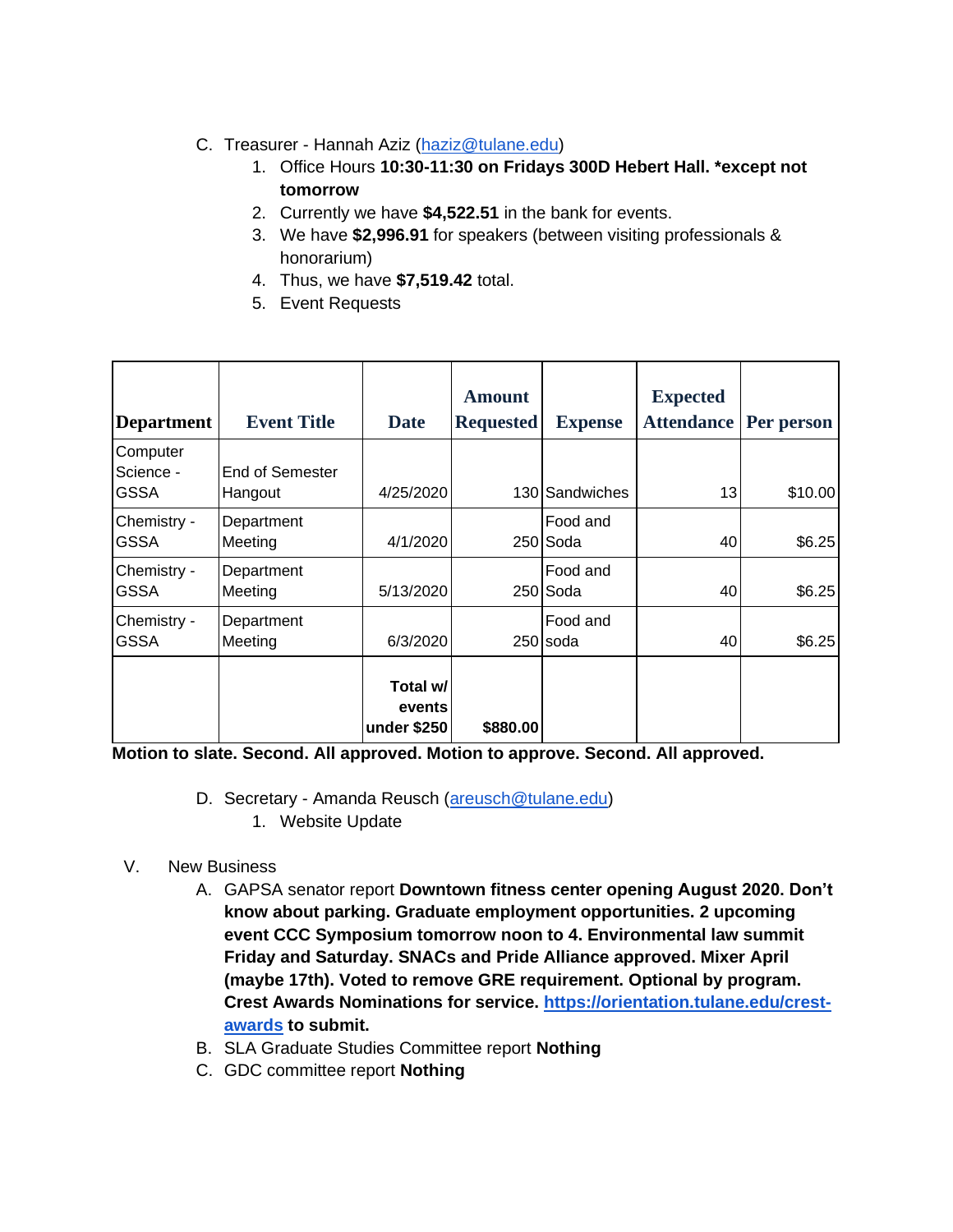C. Treasurer - Hannah Aziz ([haziz@tulane.edu](mailto:haziz@tulane.edu))
   1. Office Hours **10:30-11:30 on Fridays 300D Hebert Hall. *except not tomorrow**
   2. Currently we have **$4,522.51** in the bank for events.
   3. We have **$2,996.91** for speakers (between visiting professionals & honorarium)
   4. Thus, we have **$7,519.42** total.
   5. Event Requests

| Department | Event Title | Date | Amount Requested | Expense | Expected Attendance | Per person |
|---|---|---|---|---|---|---|
| Computer Science - GSSA | End of Semester Hangout | 4/25/2020 | 130 | Sandwiches | 13 | $10.00 |
| Chemistry - GSSA | Department Meeting | 4/1/2020 | 250 | Food and Soda | 40 | $6.25 |
| Chemistry - GSSA | Department Meeting | 5/13/2020 | 250 | Food and Soda | 40 | $6.25 |
| Chemistry - GSSA | Department Meeting | 6/3/2020 | 250 | Food and soda | 40 | $6.25 |
| | | **Total w/ events under $250** | **$880.00** | | | |

**Motion to slate. Second. All approved. Motion to approve. Second. All approved.**

D. Secretary - Amanda Reusch ([areusch@tulane.edu](mailto:areusch@tulane.edu))
   1. Website Update

V. New Business
   A. GAPSA senator report **Downtown fitness center opening August 2020. Don't know about parking. Graduate employment opportunities. 2 upcoming event CCC Symposium tomorrow noon to 4. Environmental law summit Friday and Saturday. SNACs and Pride Alliance approved. Mixer April (maybe 17th). Voted to remove GRE requirement. Optional by program. Crest Awards Nominations for service. [https://orientation.tulane.edu/crest-awards](https://orientation.tulane.edu/crest-awards) to submit.**
   B. SLA Graduate Studies Committee report **Nothing**
   C. GDC committee report **Nothing**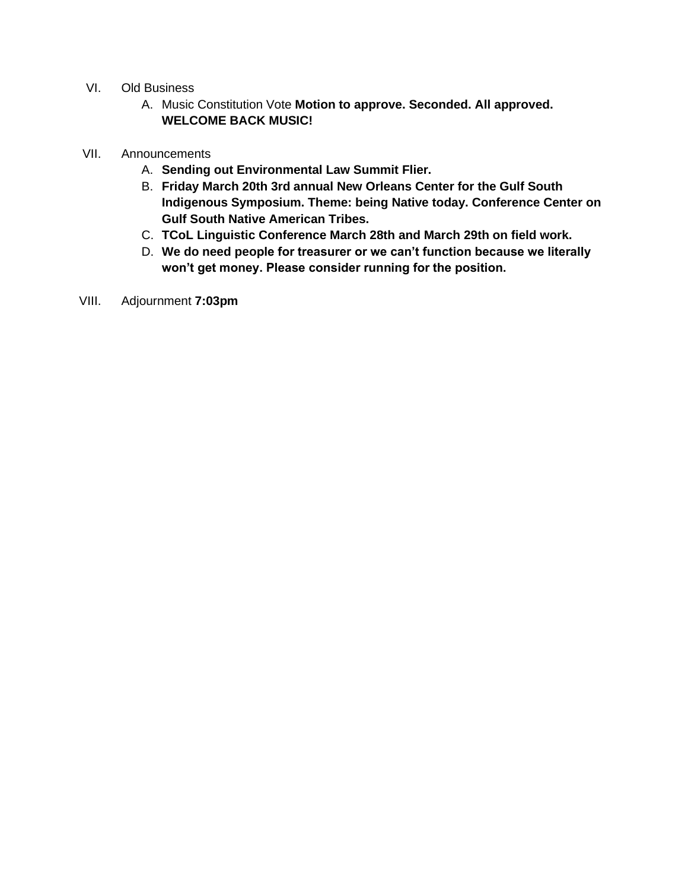VI. Old Business
   A. Music Constitution Vote **Motion to approve. Seconded. All approved. WELCOME BACK MUSIC!**

VII. Announcements
   A. **Sending out Environmental Law Summit Flier.**
   B. **Friday March 20th 3rd annual New Orleans Center for the Gulf South Indigenous Symposium. Theme: being Native today. Conference Center on Gulf South Native American Tribes.**
   C. **TCoL Linguistic Conference March 28th and March 29th on field work.**
   D. **We do need people for treasurer or we can't function because we literally won't get money. Please consider running for the position.**

VIII. Adjournment **7:03pm**